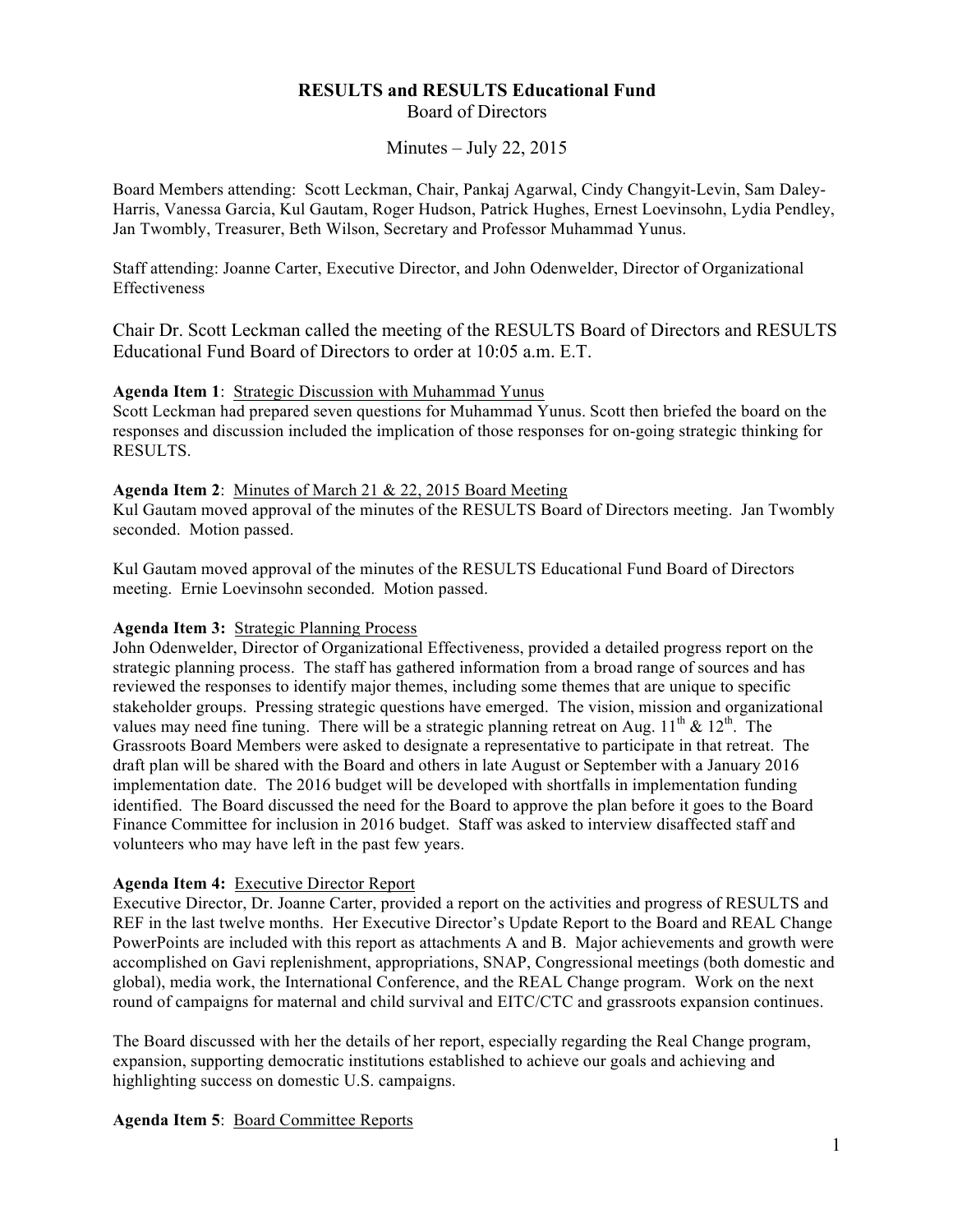**RESULTS and RESULTS Educational Fund**

Board of Directors

Minutes – July 22, 2015

Board Members attending: Scott Leckman, Chair, Pankaj Agarwal, Cindy Changyit-Levin, Sam Daley-Harris, Vanessa Garcia, Kul Gautam, Roger Hudson, Patrick Hughes, Ernest Loevinsohn, Lydia Pendley, Jan Twombly, Treasurer, Beth Wilson, Secretary and Professor Muhammad Yunus.

Staff attending: Joanne Carter, Executive Director, and John Odenwelder, Director of Organizational Effectiveness

Chair Dr. Scott Leckman called the meeting of the RESULTS Board of Directors and RESULTS Educational Fund Board of Directors to order at 10:05 a.m. E.T.

**Agenda Item 1**: Strategic Discussion with Muhammad Yunus

Scott Leckman had prepared seven questions for Muhammad Yunus. Scott then briefed the board on the responses and discussion included the implication of those responses for on-going strategic thinking for RESULTS.

**Agenda Item 2**: Minutes of March 21 & 22, 2015 Board Meeting

Kul Gautam moved approval of the minutes of the RESULTS Board of Directors meeting. Jan Twombly seconded. Motion passed.

Kul Gautam moved approval of the minutes of the RESULTS Educational Fund Board of Directors meeting. Ernie Loevinsohn seconded. Motion passed.

**Agenda Item 3:** Strategic Planning Process

John Odenwelder, Director of Organizational Effectiveness, provided a detailed progress report on the strategic planning process. The staff has gathered information from a broad range of sources and has reviewed the responses to identify major themes, including some themes that are unique to specific stakeholder groups. Pressing strategic questions have emerged. The vision, mission and organizational values may need fine tuning. There will be a strategic planning retreat on Aug. 11th & 12th. The Grassroots Board Members were asked to designate a representative to participate in that retreat. The draft plan will be shared with the Board and others in late August or September with a January 2016 implementation date. The 2016 budget will be developed with shortfalls in implementation funding identified. The Board discussed the need for the Board to approve the plan before it goes to the Board Finance Committee for inclusion in 2016 budget. Staff was asked to interview disaffected staff and volunteers who may have left in the past few years.

**Agenda Item 4:** Executive Director Report

Executive Director, Dr. Joanne Carter, provided a report on the activities and progress of RESULTS and REF in the last twelve months. Her Executive Director's Update Report to the Board and REAL Change PowerPoints are included with this report as attachments A and B. Major achievements and growth were accomplished on Gavi replenishment, appropriations, SNAP, Congressional meetings (both domestic and global), media work, the International Conference, and the REAL Change program. Work on the next round of campaigns for maternal and child survival and EITC/CTC and grassroots expansion continues.

The Board discussed with her the details of her report, especially regarding the Real Change program, expansion, supporting democratic institutions established to achieve our goals and achieving and highlighting success on domestic U.S. campaigns.

**Agenda Item 5**: Board Committee Reports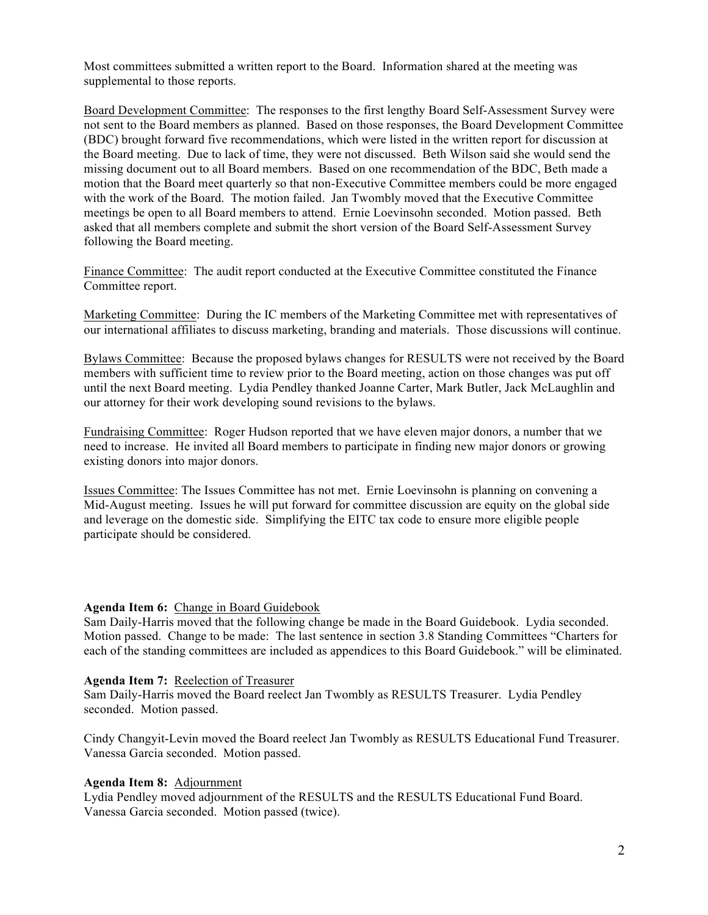Most committees submitted a written report to the Board. Information shared at the meeting was supplemental to those reports.

Board Development Committee: The responses to the first lengthy Board Self-Assessment Survey were not sent to the Board members as planned. Based on those responses, the Board Development Committee (BDC) brought forward five recommendations, which were listed in the written report for discussion at the Board meeting. Due to lack of time, they were not discussed. Beth Wilson said she would send the missing document out to all Board members. Based on one recommendation of the BDC, Beth made a motion that the Board meet quarterly so that non-Executive Committee members could be more engaged with the work of the Board. The motion failed. Jan Twombly moved that the Executive Committee meetings be open to all Board members to attend. Ernie Loevinsohn seconded. Motion passed. Beth asked that all members complete and submit the short version of the Board Self-Assessment Survey following the Board meeting.

Finance Committee: The audit report conducted at the Executive Committee constituted the Finance Committee report.

Marketing Committee: During the IC members of the Marketing Committee met with representatives of our international affiliates to discuss marketing, branding and materials. Those discussions will continue.

Bylaws Committee: Because the proposed bylaws changes for RESULTS were not received by the Board members with sufficient time to review prior to the Board meeting, action on those changes was put off until the next Board meeting. Lydia Pendley thanked Joanne Carter, Mark Butler, Jack McLaughlin and our attorney for their work developing sound revisions to the bylaws.

Fundraising Committee: Roger Hudson reported that we have eleven major donors, a number that we need to increase. He invited all Board members to participate in finding new major donors or growing existing donors into major donors.

Issues Committee: The Issues Committee has not met. Ernie Loevinsohn is planning on convening a Mid-August meeting. Issues he will put forward for committee discussion are equity on the global side and leverage on the domestic side. Simplifying the EITC tax code to ensure more eligible people participate should be considered.

**Agenda Item 6:** Change in Board Guidebook

Sam Daily-Harris moved that the following change be made in the Board Guidebook. Lydia seconded. Motion passed. Change to be made: The last sentence in section 3.8 Standing Committees "Charters for each of the standing committees are included as appendices to this Board Guidebook." will be eliminated.

**Agenda Item 7:** Reelection of Treasurer

Sam Daily-Harris moved the Board reelect Jan Twombly as RESULTS Treasurer. Lydia Pendley seconded. Motion passed.

Cindy Changyit-Levin moved the Board reelect Jan Twombly as RESULTS Educational Fund Treasurer. Vanessa Garcia seconded. Motion passed.

**Agenda Item 8:** Adjournment

Lydia Pendley moved adjournment of the RESULTS and the RESULTS Educational Fund Board. Vanessa Garcia seconded. Motion passed (twice).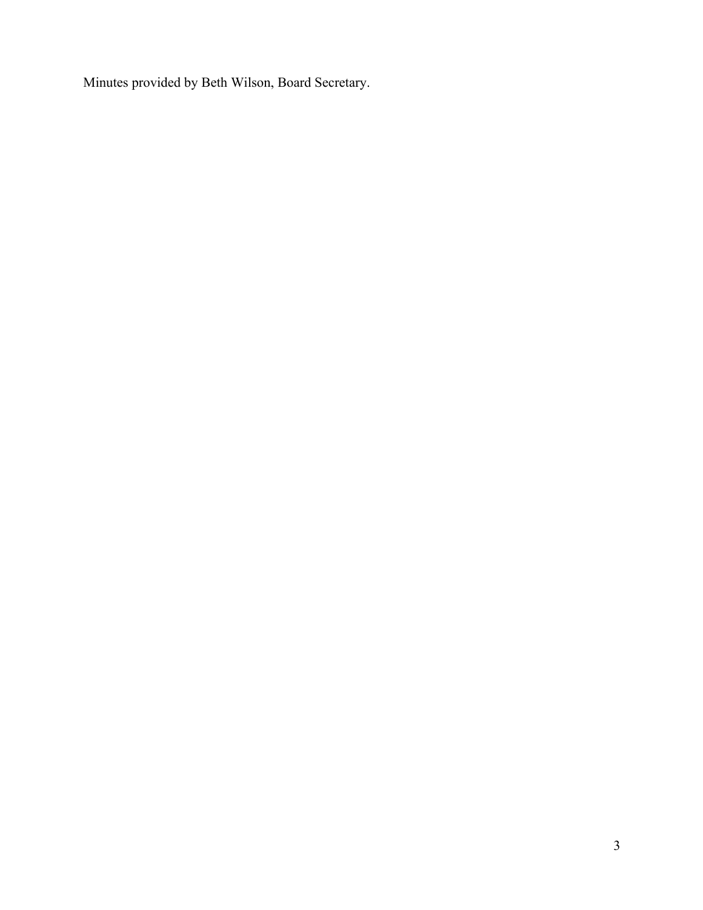Minutes provided by Beth Wilson, Board Secretary.